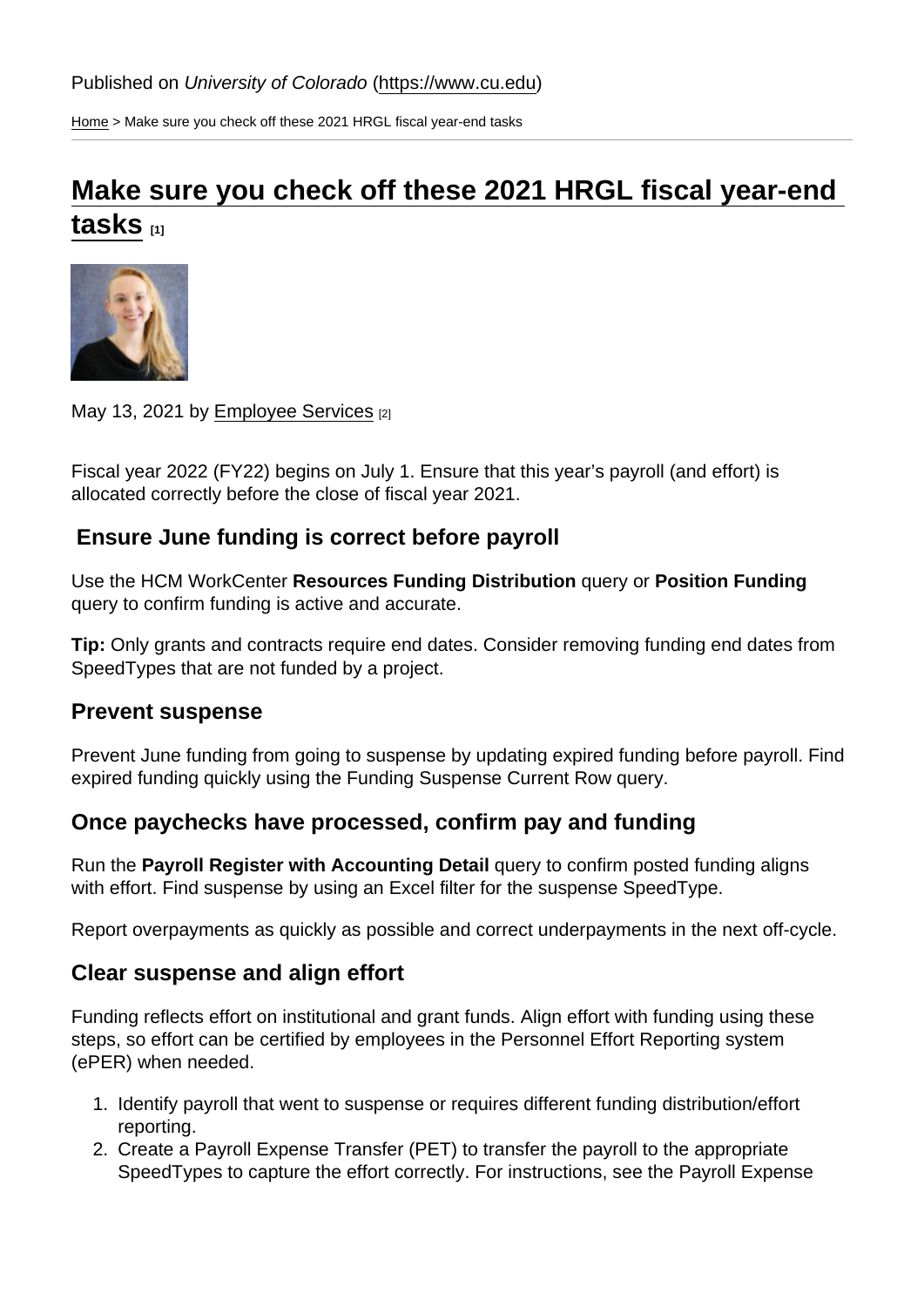Published on *University of Colorado* (https://www.cu.edu)

Home > Make sure you check off these 2021 HRGL fiscal year-end tasks

# Make sure you check off these 2021 HRGL fiscal year-end tasks [1]

May 13, 2021 by Employee Services [2]

Fiscal year 2022 (FY22) begins on July 1. Ensure that this year's payroll (and effort) is allocated correctly before the close of fiscal year 2021.

## Ensure June funding is correct before payroll

Use the HCM WorkCenter **Resources Funding Distribution** query or **Position Funding** query to confirm funding is active and accurate.

**Tip:** Only grants and contracts require end dates. Consider removing funding end dates from SpeedTypes that are not funded by a project.

## Prevent suspense

Prevent June funding from going to suspense by updating expired funding before payroll. Find expired funding quickly using the Funding Suspense Current Row query.

## Once paychecks have processed, confirm pay and funding

Run the **Payroll Register with Accounting Detail** query to confirm posted funding aligns with effort. Find suspense by using an Excel filter for the suspense SpeedType.

Report overpayments as quickly as possible and correct underpayments in the next off-cycle.

## Clear suspense and align effort

Funding reflects effort on institutional and grant funds. Align effort with funding using these steps, so effort can be certified by employees in the Personnel Effort Reporting system (ePER) when needed.

1. Identify payroll that went to suspense or requires different funding distribution/effort reporting.
2. Create a Payroll Expense Transfer (PET) to transfer the payroll to the appropriate SpeedTypes to capture the effort correctly. For instructions, see the Payroll Expense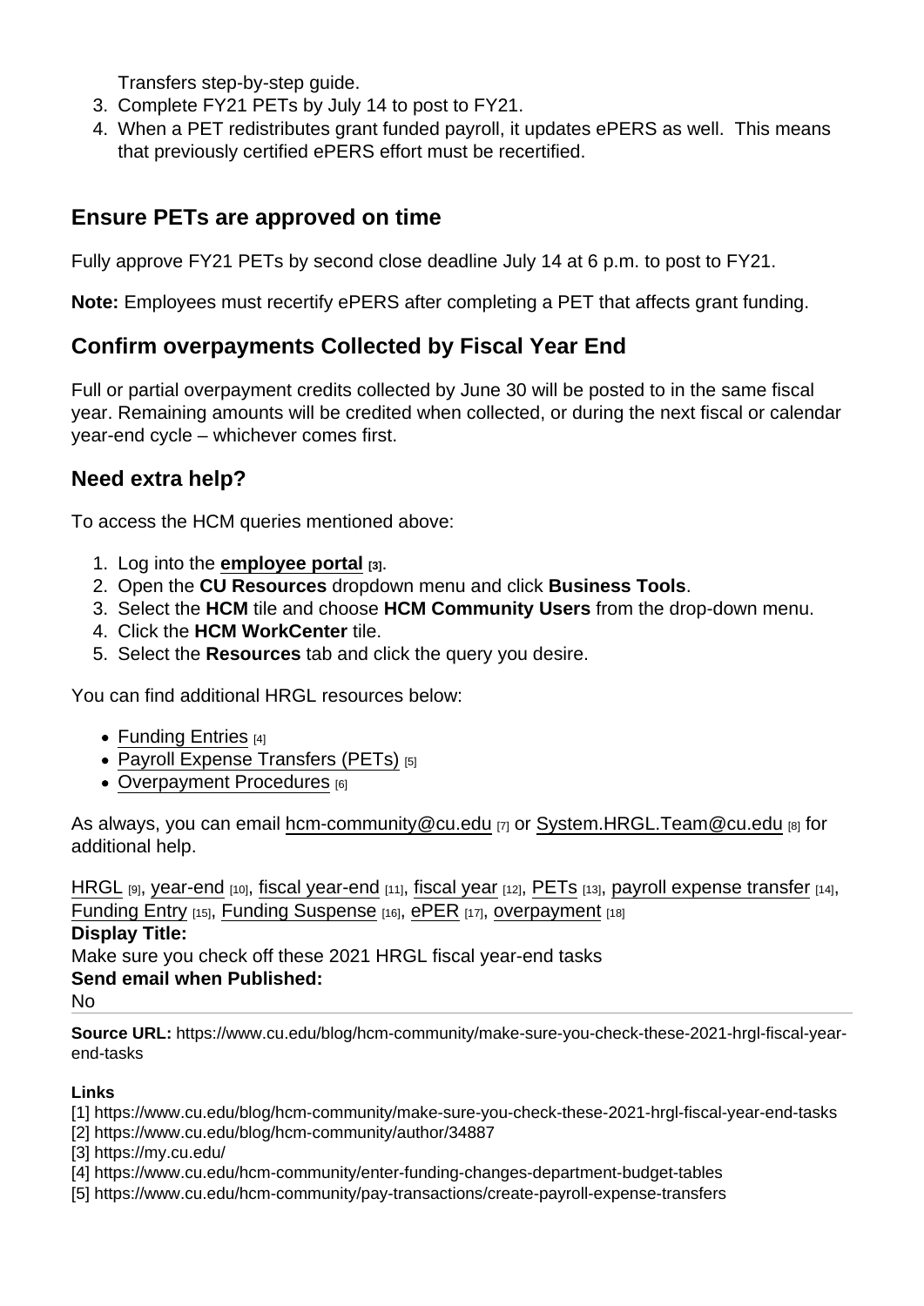Transfers step-by-step guide.
3. Complete FY21 PETs by July 14 to post to FY21.
4. When a PET redistributes grant funded payroll, it updates ePERS as well. This means that previously certified ePERS effort must be recertified.

## Ensure PETs are approved on time

Fully approve FY21 PETs by second close deadline July 14 at 6 p.m. to post to FY21.

**Note:** Employees must recertify ePERS after completing a PET that affects grant funding.

## Confirm overpayments Collected by Fiscal Year End

Full or partial overpayment credits collected by June 30 will be posted to in the same fiscal year. Remaining amounts will be credited when collected, or during the next fiscal or calendar year-end cycle – whichever comes first.

## Need extra help?

To access the HCM queries mentioned above:

1. Log into the **employee portal** [3].
2. Open the **CU Resources** dropdown menu and click **Business Tools**.
3. Select the **HCM** tile and choose **HCM Community Users** from the drop-down menu.
4. Click the **HCM WorkCenter** tile.
5. Select the **Resources** tab and click the query you desire.

You can find additional HRGL resources below:

- Funding Entries [4]
- Payroll Expense Transfers (PETs) [5]
- Overpayment Procedures [6]

As always, you can email hcm-community@cu.edu [7] or System.HRGL.Team@cu.edu [8] for additional help.

HRGL [9], year-end [10], fiscal year-end [11], fiscal year [12], PETs [13], payroll expense transfer [14], Funding Entry [15], Funding Suspense [16], ePER [17], overpayment [18]

**Display Title:**
Make sure you check off these 2021 HRGL fiscal year-end tasks
**Send email when Published:**
No

**Source URL:** https://www.cu.edu/blog/hcm-community/make-sure-you-check-these-2021-hrgl-fiscal-year-end-tasks

**Links**
[1] https://www.cu.edu/blog/hcm-community/make-sure-you-check-these-2021-hrgl-fiscal-year-end-tasks
[2] https://www.cu.edu/blog/hcm-community/author/34887
[3] https://my.cu.edu/
[4] https://www.cu.edu/hcm-community/enter-funding-changes-department-budget-tables
[5] https://www.cu.edu/hcm-community/pay-transactions/create-payroll-expense-transfers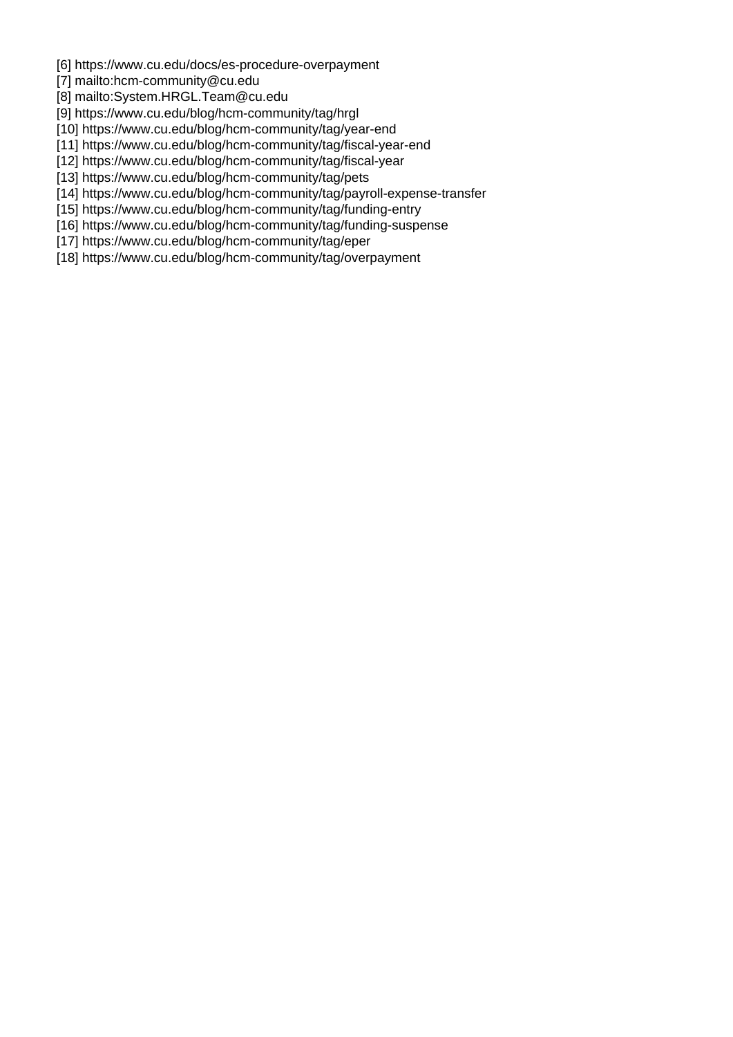[6] https://www.cu.edu/docs/es-procedure-overpayment
[7] mailto:hcm-community@cu.edu
[8] mailto:System.HRGL.Team@cu.edu
[9] https://www.cu.edu/blog/hcm-community/tag/hrgl
[10] https://www.cu.edu/blog/hcm-community/tag/year-end
[11] https://www.cu.edu/blog/hcm-community/tag/fiscal-year-end
[12] https://www.cu.edu/blog/hcm-community/tag/fiscal-year
[13] https://www.cu.edu/blog/hcm-community/tag/pets
[14] https://www.cu.edu/blog/hcm-community/tag/payroll-expense-transfer
[15] https://www.cu.edu/blog/hcm-community/tag/funding-entry
[16] https://www.cu.edu/blog/hcm-community/tag/funding-suspense
[17] https://www.cu.edu/blog/hcm-community/tag/eper
[18] https://www.cu.edu/blog/hcm-community/tag/overpayment